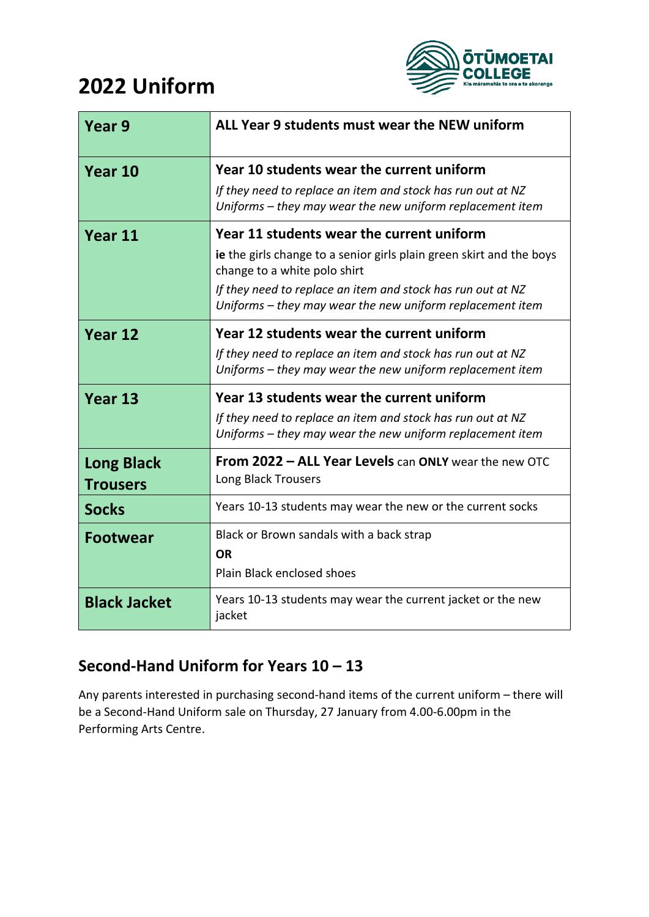# 2022 Uniform

| Year 9 | ALL Year 9 students must wear the NEW uniform |
|---|---|
| **Year 10** | **Year 10 students wear the current uniform**<br>*If they need to replace an item and stock has run out at NZ Uniforms – they may wear the new uniform replacement item* |
| **Year 11** | **Year 11 students wear the current uniform**<br>**ie** the girls change to a senior girls plain green skirt and the boys change to a white polo shirt<br>*If they need to replace an item and stock has run out at NZ Uniforms – they may wear the new uniform replacement item* |
| **Year 12** | **Year 12 students wear the current uniform**<br>*If they need to replace an item and stock has run out at NZ Uniforms – they may wear the new uniform replacement item* |
| **Year 13** | **Year 13 students wear the current uniform**<br>*If they need to replace an item and stock has run out at NZ Uniforms – they may wear the new uniform replacement item* |
| **Long Black Trousers** | **From 2022 – ALL Year Levels** can **ONLY** wear the new OTC Long Black Trousers |
| **Socks** | Years 10-13 students may wear the new or the current socks |
| **Footwear** | Black or Brown sandals with a back strap<br>**OR**<br>Plain Black enclosed shoes |
| **Black Jacket** | Years 10-13 students may wear the current jacket or the new jacket |

## Second-Hand Uniform for Years 10 – 13

Any parents interested in purchasing second-hand items of the current uniform – there will be a Second-Hand Uniform sale on Thursday, 27 January from 4.00-6.00pm in the Performing Arts Centre.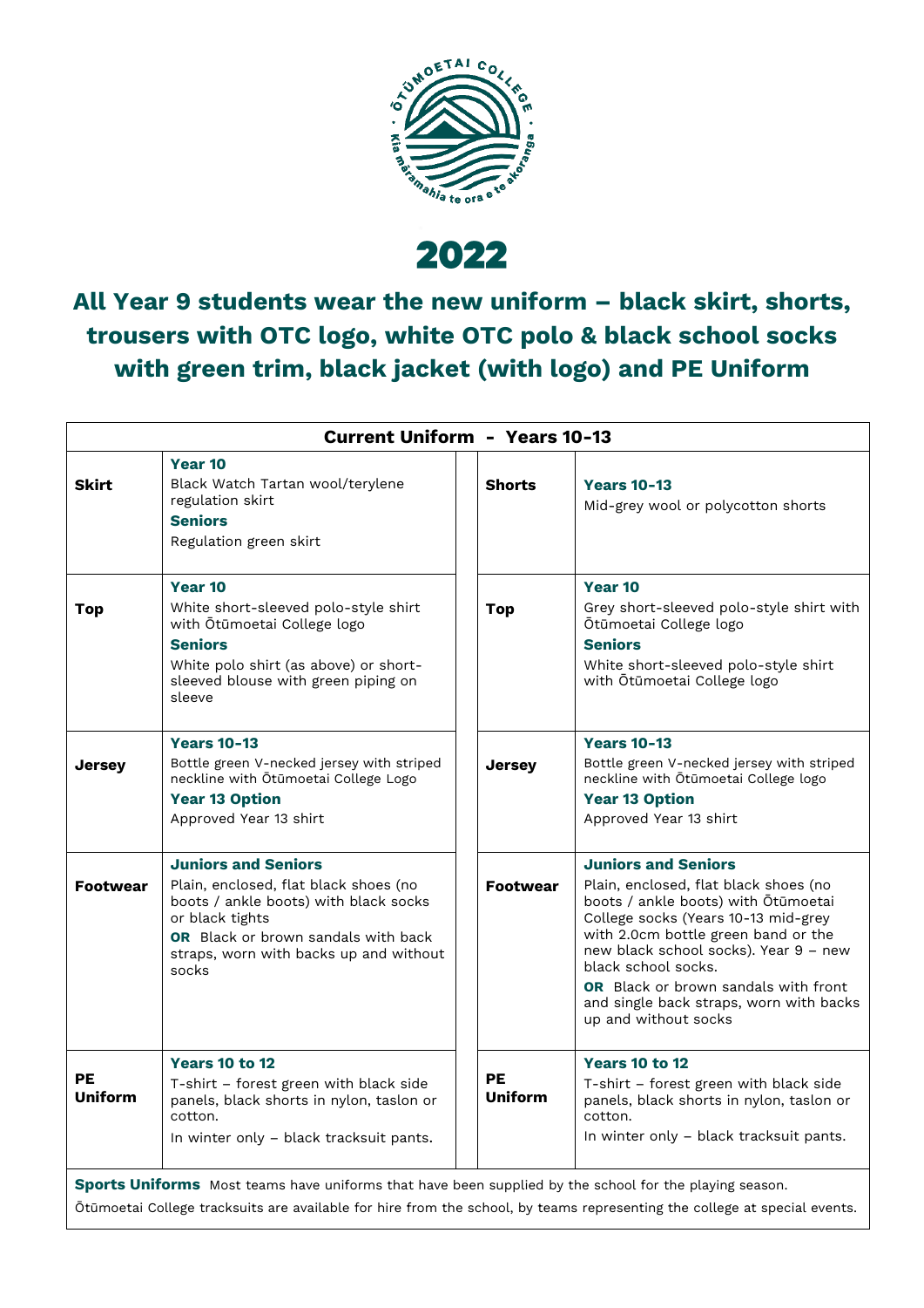# 2022

## All Year 9 students wear the new uniform – black skirt, shorts, trousers with OTC logo, white OTC polo & black school socks with green trim, black jacket (with logo) and PE Uniform

| Current Uniform - Years 10-13 | | | |
|---|---|---|---|
| **Skirt** | **Year 10** Black Watch Tartan wool/terylene regulation skirt **Seniors** Regulation green skirt | **Shorts** | **Years 10-13** Mid-grey wool or polycotton shorts |
| **Top** | **Year 10** White short-sleeved polo-style shirt with Ōtūmoetai College logo **Seniors** White polo shirt (as above) or short-sleeved blouse with green piping on sleeve | **Top** | **Year 10** Grey short-sleeved polo-style shirt with Ōtūmoetai College logo **Seniors** White short-sleeved polo-style shirt with Ōtūmoetai College logo |
| **Jersey** | **Years 10-13** Bottle green V-necked jersey with striped neckline with Ōtūmoetai College Logo **Year 13 Option** Approved Year 13 shirt | **Jersey** | **Years 10-13** Bottle green V-necked jersey with striped neckline with Ōtūmoetai College logo **Year 13 Option** Approved Year 13 shirt |
| **Footwear** | **Juniors and Seniors** Plain, enclosed, flat black shoes (no boots / ankle boots) with black socks or black tights **OR** Black or brown sandals with back straps, worn with backs up and without socks | **Footwear** | **Juniors and Seniors** Plain, enclosed, flat black shoes (no boots / ankle boots) with Ōtūmoetai College socks (Years 10-13 mid-grey with 2.0cm bottle green band or the new black school socks). Year 9 – new black school socks. **OR** Black or brown sandals with front and single back straps, worn with backs up and without socks |
| **PE Uniform** | **Years 10 to 12** T-shirt – forest green with black side panels, black shorts in nylon, taslon or cotton. In winter only – black tracksuit pants. | **PE Uniform** | **Years 10 to 12** T-shirt – forest green with black side panels, black shorts in nylon, taslon or cotton. In winter only – black tracksuit pants. |

**Sports Uniforms** Most teams have uniforms that have been supplied by the school for the playing season.

Ōtūmoetai College tracksuits are available for hire from the school, by teams representing the college at special events.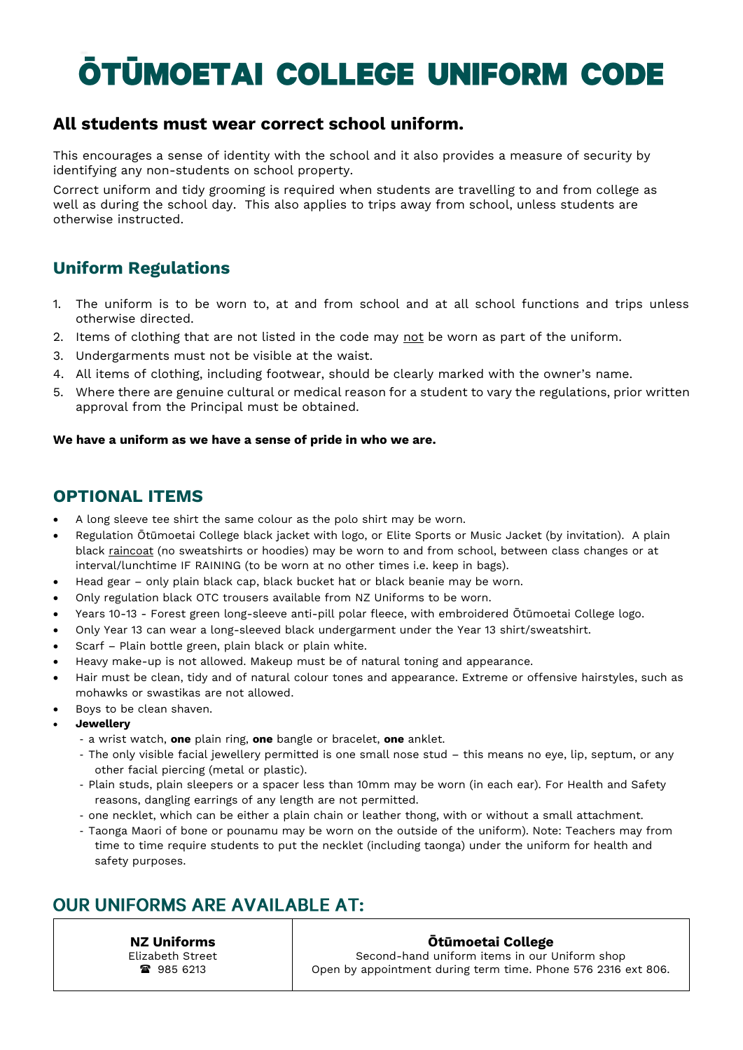# ŌTŪMOETAI COLLEGE UNIFORM CODE

## All students must wear correct school uniform.

This encourages a sense of identity with the school and it also provides a measure of security by identifying any non-students on school property.

Correct uniform and tidy grooming is required when students are travelling to and from college as well as during the school day. This also applies to trips away from school, unless students are otherwise instructed.

## Uniform Regulations

1. The uniform is to be worn to, at and from school and at all school functions and trips unless otherwise directed.
2. Items of clothing that are not listed in the code may not be worn as part of the uniform.
3. Undergarments must not be visible at the waist.
4. All items of clothing, including footwear, should be clearly marked with the owner's name.
5. Where there are genuine cultural or medical reason for a student to vary the regulations, prior written approval from the Principal must be obtained.

**We have a uniform as we have a sense of pride in who we are.**

## OPTIONAL ITEMS

- A long sleeve tee shirt the same colour as the polo shirt may be worn.
- Regulation Ōtūmoetai College black jacket with logo, or Elite Sports or Music Jacket (by invitation). A plain black raincoat (no sweatshirts or hoodies) may be worn to and from school, between class changes or at interval/lunchtime IF RAINING (to be worn at no other times i.e. keep in bags).
- Head gear – only plain black cap, black bucket hat or black beanie may be worn.
- Only regulation black OTC trousers available from NZ Uniforms to be worn.
- Years 10-13 - Forest green long-sleeve anti-pill polar fleece, with embroidered Ōtūmoetai College logo.
- Only Year 13 can wear a long-sleeved black undergarment under the Year 13 shirt/sweatshirt.
- Scarf – Plain bottle green, plain black or plain white.
- Heavy make-up is not allowed. Makeup must be of natural toning and appearance.
- Hair must be clean, tidy and of natural colour tones and appearance. Extreme or offensive hairstyles, such as mohawks or swastikas are not allowed.
- Boys to be clean shaven.
- **Jewellery**
  - a wrist watch, **one** plain ring, **one** bangle or bracelet, **one** anklet.
  - The only visible facial jewellery permitted is one small nose stud – this means no eye, lip, septum, or any other facial piercing (metal or plastic).
  - Plain studs, plain sleepers or a spacer less than 10mm may be worn (in each ear). For Health and Safety reasons, dangling earrings of any length are not permitted.
  - one necklet, which can be either a plain chain or leather thong, with or without a small attachment.
  - Taonga Maori of bone or pounamu may be worn on the outside of the uniform). Note: Teachers may from time to time require students to put the necklet (including taonga) under the uniform for health and safety purposes.

## OUR UNIFORMS ARE AVAILABLE AT:

| | |
|---|---|
| **NZ Uniforms**<br>Elizabeth Street<br>☎ 985 6213 | **Ōtūmoetai College**<br>Second-hand uniform items in our Uniform shop<br>Open by appointment during term time. Phone 576 2316 ext 806. |